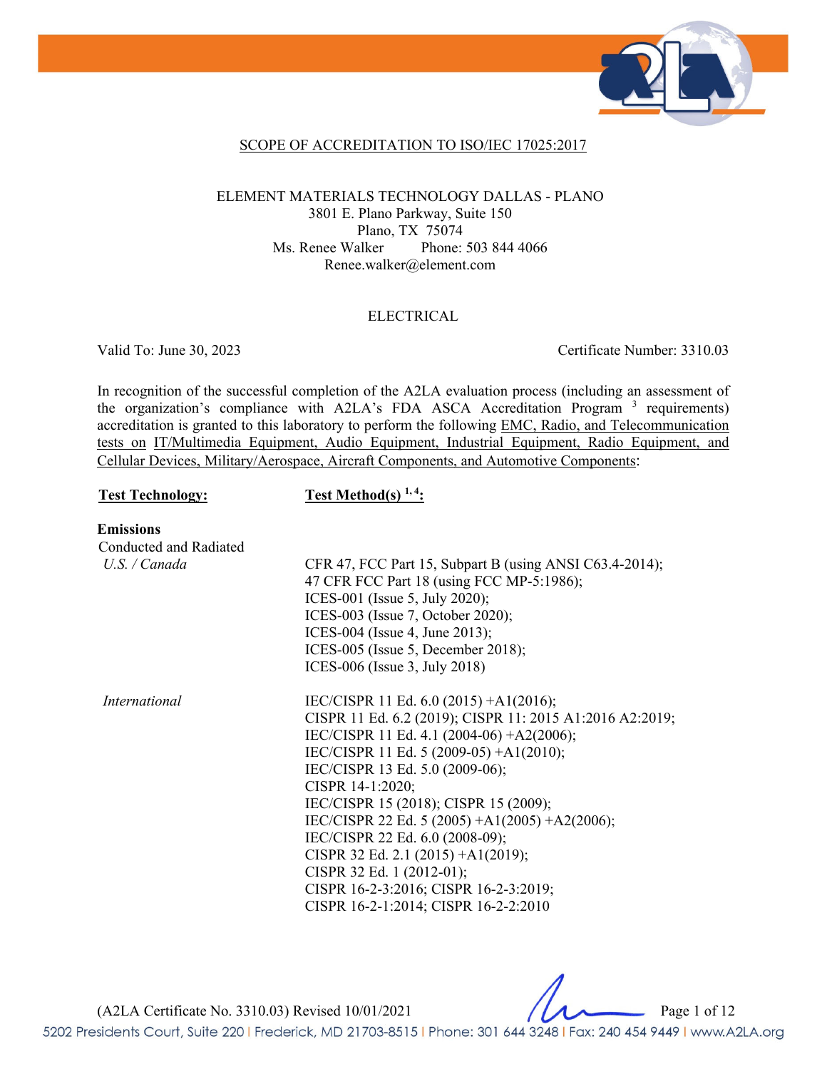SCOPE OF ACCREDITATION TO ISO/IEC 17025:2017

ELEMENT MATERIALS TECHNOLOGY DALLAS - PLANO
3801 E. Plano Parkway, Suite 150
Plano, TX 75074
Ms. Renee Walker Phone: 503 844 4066
Renee.walker@element.com

ELECTRICAL

Valid To: June 30, 2023 Certificate Number: 3310.03

In recognition of the successful completion of the A2LA evaluation process (including an assessment of the organization's compliance with A2LA's FDA ASCA Accreditation Program [3] requirements) accreditation is granted to this laboratory to perform the following EMC, Radio, and Telecommunication tests on IT/Multimedia Equipment, Audio Equipment, Industrial Equipment, Radio Equipment, and Cellular Devices, Military/Aerospace, Aircraft Components, and Automotive Components:

| **Test Technology:** | **Test Method(s) [1, 4]:** |
|---|---|
| **Emissions** | |
| Conducted and Radiated | |
| *U.S. / Canada* | CFR 47, FCC Part 15, Subpart B (using ANSI C63.4-2014);<br>47 CFR FCC Part 18 (using FCC MP-5:1986);<br>ICES-001 (Issue 5, July 2020);<br>ICES-003 (Issue 7, October 2020);<br>ICES-004 (Issue 4, June 2013);<br>ICES-005 (Issue 5, December 2018);<br>ICES-006 (Issue 3, July 2018) |
| *International* | IEC/CISPR 11 Ed. 6.0 (2015) +A1(2016);<br>CISPR 11 Ed. 6.2 (2019); CISPR 11: 2015 A1:2016 A2:2019;<br>IEC/CISPR 11 Ed. 4.1 (2004-06) +A2(2006);<br>IEC/CISPR 11 Ed. 5 (2009-05) +A1(2010);<br>IEC/CISPR 13 Ed. 5.0 (2009-06);<br>CISPR 14-1:2020;<br>IEC/CISPR 15 (2018); CISPR 15 (2009);<br>IEC/CISPR 22 Ed. 5 (2005) +A1(2005) +A2(2006);<br>IEC/CISPR 22 Ed. 6.0 (2008-09);<br>CISPR 32 Ed. 2.1 (2015) +A1(2019);<br>CISPR 32 Ed. 1 (2012-01);<br>CISPR 16-2-3:2016; CISPR 16-2-3:2019;<br>CISPR 16-2-1:2014; CISPR 16-2-2:2010 |

(A2LA Certificate No. 3310.03) Revised 10/01/2021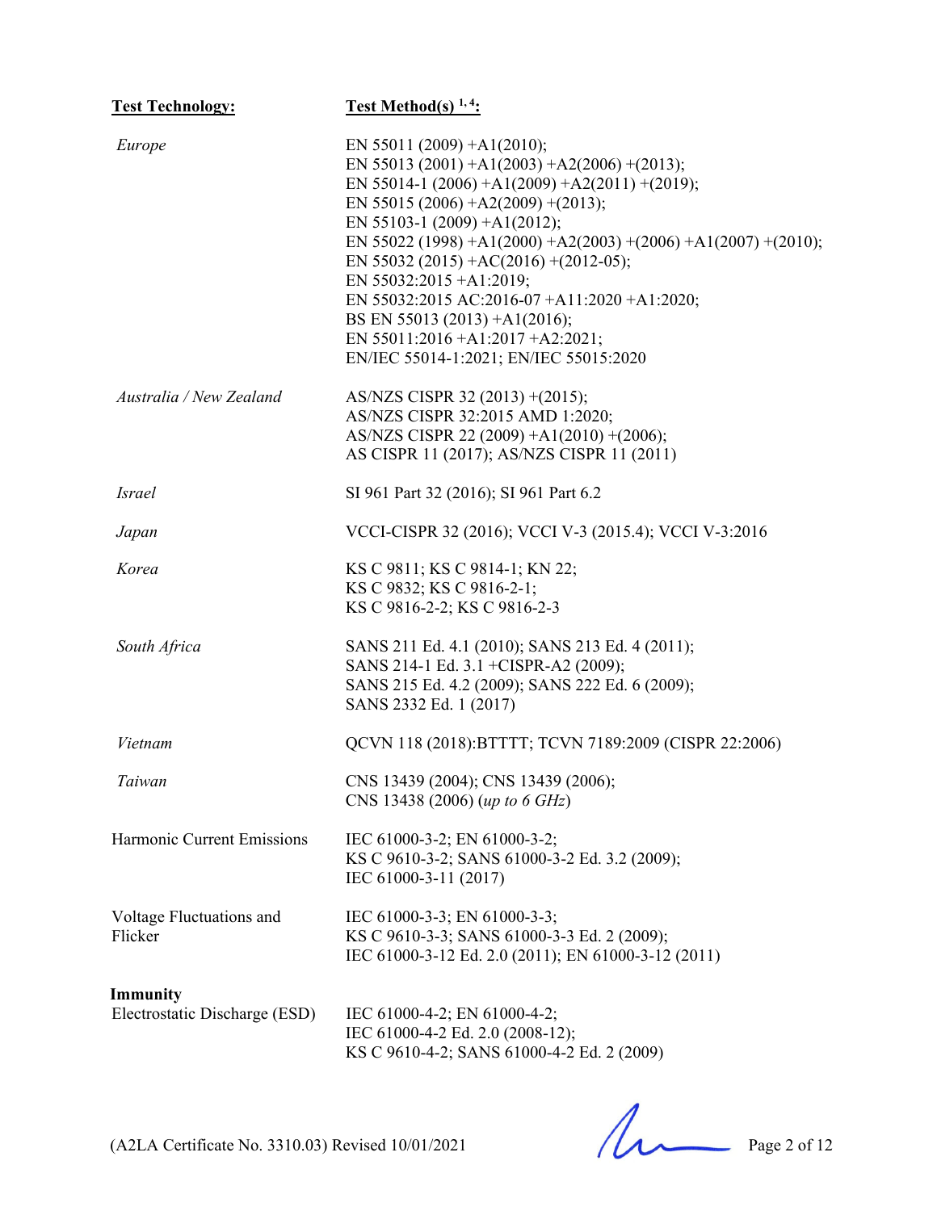| Test Technology: | Test Method(s) [1, 4]: |
|---|---|
| *Europe* | EN 55011 (2009) +A1(2010);<br>EN 55013 (2001) +A1(2003) +A2(2006) +(2013);<br>EN 55014-1 (2006) +A1(2009) +A2(2011) +(2019);<br>EN 55015 (2006) +A2(2009) +(2013);<br>EN 55103-1 (2009) +A1(2012);<br>EN 55022 (1998) +A1(2000) +A2(2003) +(2006) +A1(2007) +(2010);<br>EN 55032 (2015) +AC(2016) +(2012-05);<br>EN 55032:2015 +A1:2019;<br>EN 55032:2015 AC:2016-07 +A11:2020 +A1:2020;<br>BS EN 55013 (2013) +A1(2016);<br>EN 55011:2016 +A1:2017 +A2:2021;<br>EN/IEC 55014-1:2021; EN/IEC 55015:2020 |
| *Australia / New Zealand* | AS/NZS CISPR 32 (2013) +(2015);<br>AS/NZS CISPR 32:2015 AMD 1:2020;<br>AS/NZS CISPR 22 (2009) +A1(2010) +(2006);<br>AS CISPR 11 (2017); AS/NZS CISPR 11 (2011) |
| *Israel* | SI 961 Part 32 (2016); SI 961 Part 6.2 |
| *Japan* | VCCI-CISPR 32 (2016); VCCI V-3 (2015.4); VCCI V-3:2016 |
| *Korea* | KS C 9811; KS C 9814-1; KN 22;<br>KS C 9832; KS C 9816-2-1;<br>KS C 9816-2-2; KS C 9816-2-3 |
| *South Africa* | SANS 211 Ed. 4.1 (2010); SANS 213 Ed. 4 (2011);<br>SANS 214-1 Ed. 3.1 +CISPR-A2 (2009);<br>SANS 215 Ed. 4.2 (2009); SANS 222 Ed. 6 (2009);<br>SANS 2332 Ed. 1 (2017) |
| *Vietnam* | QCVN 118 (2018):BTTTT; TCVN 7189:2009 (CISPR 22:2006) |
| *Taiwan* | CNS 13439 (2004); CNS 13439 (2006);<br>CNS 13438 (2006) (*up to 6 GHz*) |
| Harmonic Current Emissions | IEC 61000-3-2; EN 61000-3-2;<br>KS C 9610-3-2; SANS 61000-3-2 Ed. 3.2 (2009);<br>IEC 61000-3-11 (2017) |
| Voltage Fluctuations and Flicker | IEC 61000-3-3; EN 61000-3-3;<br>KS C 9610-3-3; SANS 61000-3-3 Ed. 2 (2009);<br>IEC 61000-3-12 Ed. 2.0 (2011); EN 61000-3-12 (2011) |
| **Immunity** | |
| Electrostatic Discharge (ESD) | IEC 61000-4-2; EN 61000-4-2;<br>IEC 61000-4-2 Ed. 2.0 (2008-12);<br>KS C 9610-4-2; SANS 61000-4-2 Ed. 2 (2009) |

(A2LA Certificate No. 3310.03) Revised 10/01/2021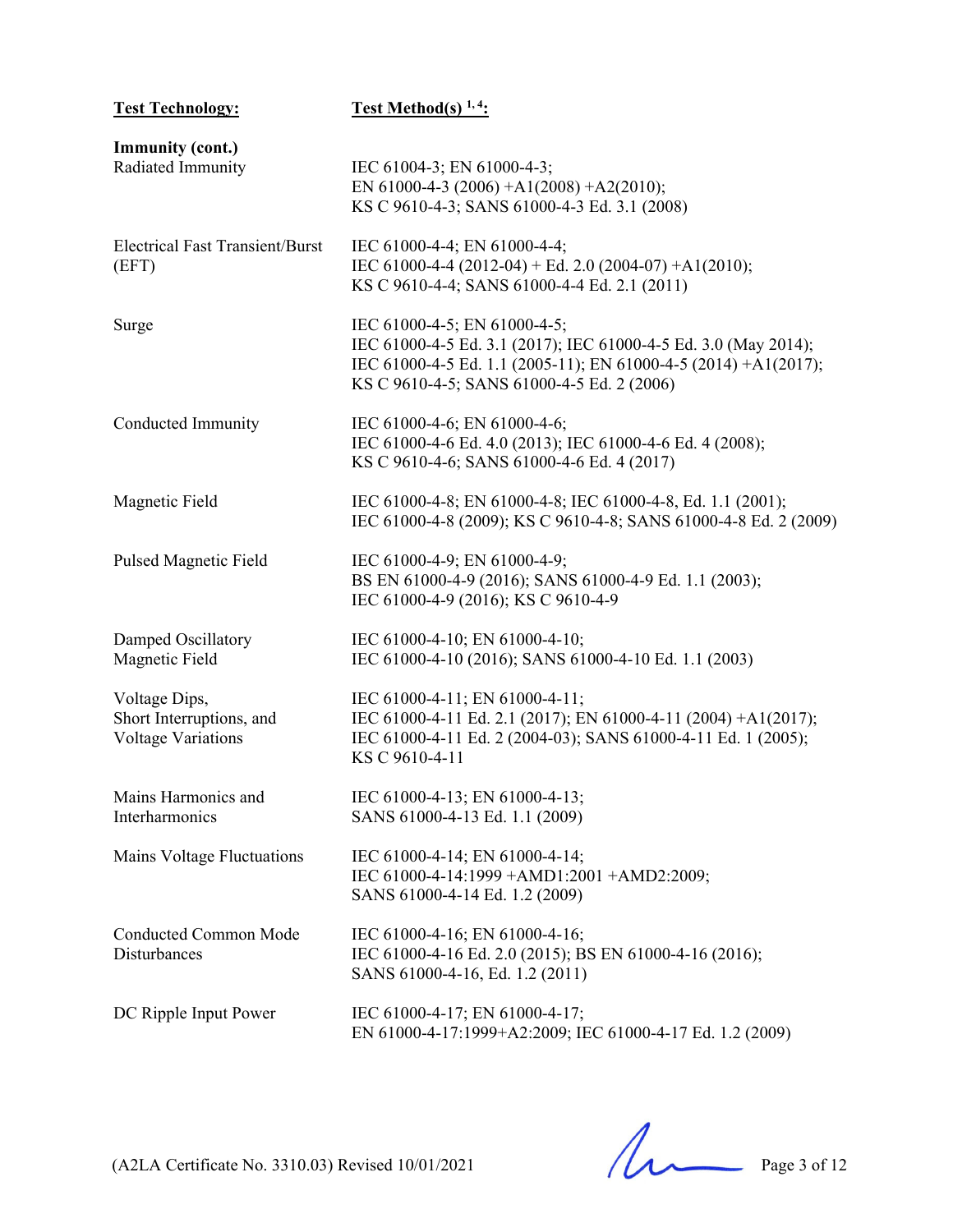| Test Technology: | Test Method(s) [1, 4]: |
| --- | --- |
| **Immunity (cont.)** | |
| Radiated Immunity | IEC 61004-3; EN 61000-4-3; EN 61000-4-3 (2006) +A1(2008) +A2(2010); KS C 9610-4-3; SANS 61000-4-3 Ed. 3.1 (2008) |
| Electrical Fast Transient/Burst (EFT) | IEC 61000-4-4; EN 61000-4-4; IEC 61000-4-4 (2012-04) + Ed. 2.0 (2004-07) +A1(2010); KS C 9610-4-4; SANS 61000-4-4 Ed. 2.1 (2011) |
| Surge | IEC 61000-4-5; EN 61000-4-5; IEC 61000-4-5 Ed. 3.1 (2017); IEC 61000-4-5 Ed. 3.0 (May 2014); IEC 61000-4-5 Ed. 1.1 (2005-11); EN 61000-4-5 (2014) +A1(2017); KS C 9610-4-5; SANS 61000-4-5 Ed. 2 (2006) |
| Conducted Immunity | IEC 61000-4-6; EN 61000-4-6; IEC 61000-4-6 Ed. 4.0 (2013); IEC 61000-4-6 Ed. 4 (2008); KS C 9610-4-6; SANS 61000-4-6 Ed. 4 (2017) |
| Magnetic Field | IEC 61000-4-8; EN 61000-4-8; IEC 61000-4-8, Ed. 1.1 (2001); IEC 61000-4-8 (2009); KS C 9610-4-8; SANS 61000-4-8 Ed. 2 (2009) |
| Pulsed Magnetic Field | IEC 61000-4-9; EN 61000-4-9; BS EN 61000-4-9 (2016); SANS 61000-4-9 Ed. 1.1 (2003); IEC 61000-4-9 (2016); KS C 9610-4-9 |
| Damped Oscillatory Magnetic Field | IEC 61000-4-10; EN 61000-4-10; IEC 61000-4-10 (2016); SANS 61000-4-10 Ed. 1.1 (2003) |
| Voltage Dips, Short Interruptions, and Voltage Variations | IEC 61000-4-11; EN 61000-4-11; IEC 61000-4-11 Ed. 2.1 (2017); EN 61000-4-11 (2004) +A1(2017); IEC 61000-4-11 Ed. 2 (2004-03); SANS 61000-4-11 Ed. 1 (2005); KS C 9610-4-11 |
| Mains Harmonics and Interharmonics | IEC 61000-4-13; EN 61000-4-13; SANS 61000-4-13 Ed. 1.1 (2009) |
| Mains Voltage Fluctuations | IEC 61000-4-14; EN 61000-4-14; IEC 61000-4-14:1999 +AMD1:2001 +AMD2:2009; SANS 61000-4-14 Ed. 1.2 (2009) |
| Conducted Common Mode Disturbances | IEC 61000-4-16; EN 61000-4-16; IEC 61000-4-16 Ed. 2.0 (2015); BS EN 61000-4-16 (2016); SANS 61000-4-16, Ed. 1.2 (2011) |
| DC Ripple Input Power | IEC 61000-4-17; EN 61000-4-17; EN 61000-4-17:1999+A2:2009; IEC 61000-4-17 Ed. 1.2 (2009) |

(A2LA Certificate No. 3310.03) Revised 10/01/2021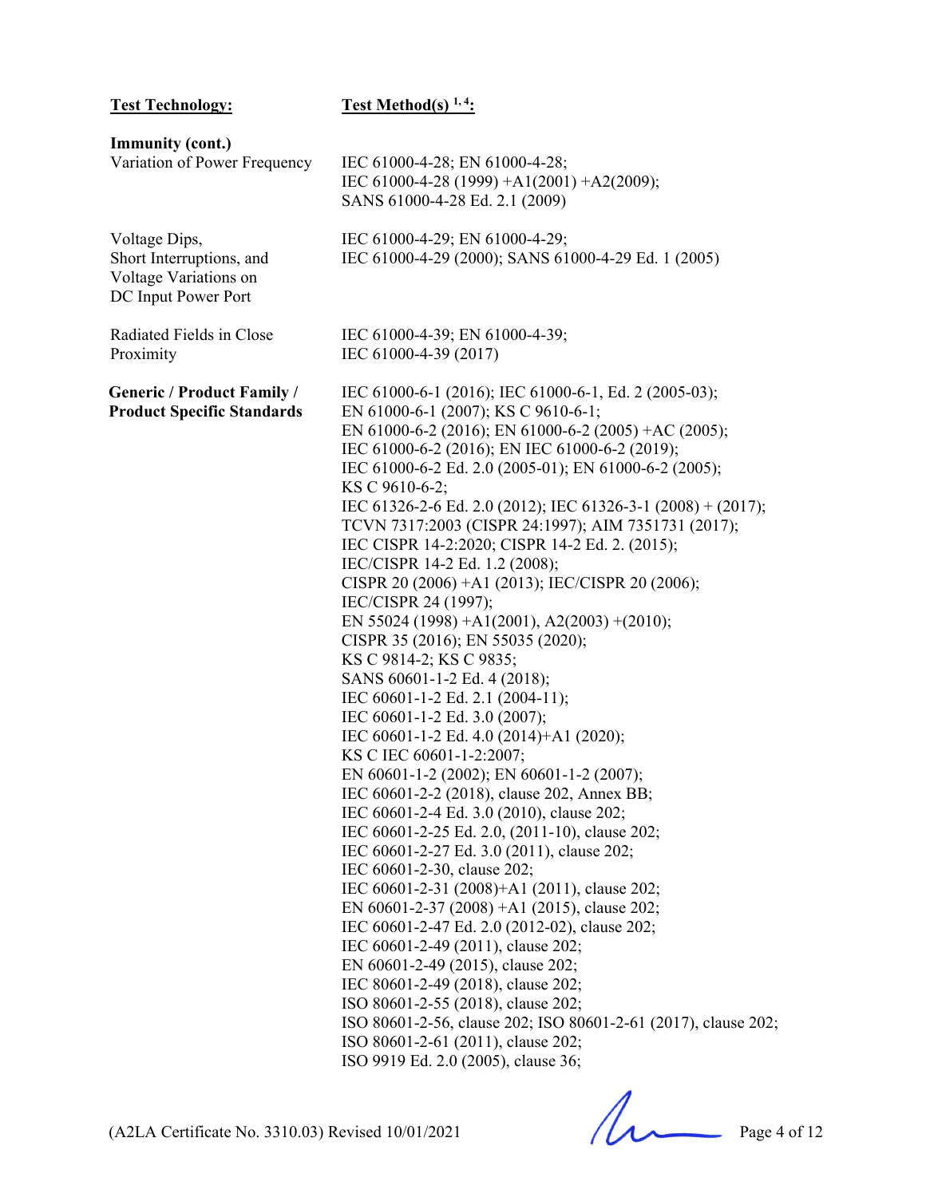| **Test Technology:** | **Test Method(s) [1, 4]:** |
|---|---|
| **Immunity (cont.)** | |
| Variation of Power Frequency | IEC 61000-4-28; EN 61000-4-28;<br>IEC 61000-4-28 (1999) +A1(2001) +A2(2009);<br>SANS 61000-4-28 Ed. 2.1 (2009) |
| Voltage Dips, Short Interruptions, and Voltage Variations on DC Input Power Port | IEC 61000-4-29; EN 61000-4-29;<br>IEC 61000-4-29 (2000); SANS 61000-4-29 Ed. 1 (2005) |
| Radiated Fields in Close Proximity | IEC 61000-4-39; EN 61000-4-39;<br>IEC 61000-4-39 (2017) |
| **Generic / Product Family / Product Specific Standards** | IEC 61000-6-1 (2016); IEC 61000-6-1, Ed. 2 (2005-03);<br>EN 61000-6-1 (2007); KS C 9610-6-1;<br>EN 61000-6-2 (2016); EN 61000-6-2 (2005) +AC (2005);<br>IEC 61000-6-2 (2016); EN IEC 61000-6-2 (2019);<br>IEC 61000-6-2 Ed. 2.0 (2005-01); EN 61000-6-2 (2005);<br>KS C 9610-6-2;<br>IEC 61326-2-6 Ed. 2.0 (2012); IEC 61326-3-1 (2008) + (2017);<br>TCVN 7317:2003 (CISPR 24:1997); AIM 7351731 (2017);<br>IEC CISPR 14-2:2020; CISPR 14-2 Ed. 2. (2015);<br>IEC/CISPR 14-2 Ed. 1.2 (2008);<br>CISPR 20 (2006) +A1 (2013); IEC/CISPR 20 (2006);<br>IEC/CISPR 24 (1997);<br>EN 55024 (1998) +A1(2001), A2(2003) +(2010);<br>CISPR 35 (2016); EN 55035 (2020);<br>KS C 9814-2; KS C 9835;<br>SANS 60601-1-2 Ed. 4 (2018);<br>IEC 60601-1-2 Ed. 2.1 (2004-11);<br>IEC 60601-1-2 Ed. 3.0 (2007);<br>IEC 60601-1-2 Ed. 4.0 (2014)+A1 (2020);<br>KS C IEC 60601-1-2:2007;<br>EN 60601-1-2 (2002); EN 60601-1-2 (2007);<br>IEC 60601-2-2 (2018), clause 202, Annex BB;<br>IEC 60601-2-4 Ed. 3.0 (2010), clause 202;<br>IEC 60601-2-25 Ed. 2.0, (2011-10), clause 202;<br>IEC 60601-2-27 Ed. 3.0 (2011), clause 202;<br>IEC 60601-2-30, clause 202;<br>IEC 60601-2-31 (2008)+A1 (2011), clause 202;<br>EN 60601-2-37 (2008) +A1 (2015), clause 202;<br>IEC 60601-2-47 Ed. 2.0 (2012-02), clause 202;<br>IEC 60601-2-49 (2011), clause 202;<br>EN 60601-2-49 (2015), clause 202;<br>IEC 80601-2-49 (2018), clause 202;<br>ISO 80601-2-55 (2018), clause 202;<br>ISO 80601-2-56, clause 202; ISO 80601-2-61 (2017), clause 202;<br>ISO 80601-2-61 (2011), clause 202;<br>ISO 9919 Ed. 2.0 (2005), clause 36; |

(A2LA Certificate No. 3310.03) Revised 10/01/2021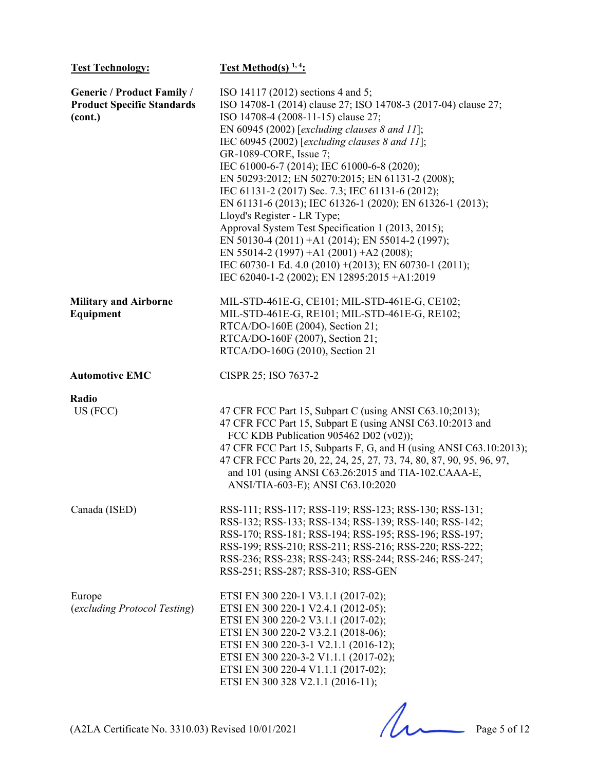| Test Technology: | Test Method(s) [1, 4]: |
|---|---|
| **Generic / Product Family / Product Specific Standards (cont.)** | ISO 14117 (2012) sections 4 and 5;<br>ISO 14708-1 (2014) clause 27; ISO 14708-3 (2017-04) clause 27;<br>ISO 14708-4 (2008-11-15) clause 27;<br>EN 60945 (2002) [*excluding clauses 8 and 11*];<br>IEC 60945 (2002) [*excluding clauses 8 and 11*];<br>GR-1089-CORE, Issue 7;<br>IEC 61000-6-7 (2014); IEC 61000-6-8 (2020);<br>EN 50293:2012; EN 50270:2015; EN 61131-2 (2008);<br>IEC 61131-2 (2017) Sec. 7.3; IEC 61131-6 (2012);<br>EN 61131-6 (2013); IEC 61326-1 (2020); EN 61326-1 (2013);<br>Lloyd's Register - LR Type;<br>Approval System Test Specification 1 (2013, 2015);<br>EN 50130-4 (2011) +A1 (2014); EN 55014-2 (1997);<br>EN 55014-2 (1997) +A1 (2001) +A2 (2008);<br>IEC 60730-1 Ed. 4.0 (2010) +(2013); EN 60730-1 (2011);<br>IEC 62040-1-2 (2002); EN 12895:2015 +A1:2019 |
| **Military and Airborne Equipment** | MIL-STD-461E-G, CE101; MIL-STD-461E-G, CE102;<br>MIL-STD-461E-G, RE101; MIL-STD-461E-G, RE102;<br>RTCA/DO-160E (2004), Section 21;<br>RTCA/DO-160F (2007), Section 21;<br>RTCA/DO-160G (2010), Section 21 |
| **Automotive EMC** | CISPR 25; ISO 7637-2 |
| **Radio** | |
| US (FCC) | 47 CFR FCC Part 15, Subpart C (using ANSI C63.10;2013);<br>47 CFR FCC Part 15, Subpart E (using ANSI C63.10:2013 and FCC KDB Publication 905462 D02 (v02));<br>47 CFR FCC Part 15, Subparts F, G, and H (using ANSI C63.10:2013);<br>47 CFR FCC Parts 20, 22, 24, 25, 27, 73, 74, 80, 87, 90, 95, 96, 97, and 101 (using ANSI C63.26:2015 and TIA-102.CAAA-E, ANSI/TIA-603-E); ANSI C63.10:2020 |
| Canada (ISED) | RSS-111; RSS-117; RSS-119; RSS-123; RSS-130; RSS-131;<br>RSS-132; RSS-133; RSS-134; RSS-139; RSS-140; RSS-142;<br>RSS-170; RSS-181; RSS-194; RSS-195; RSS-196; RSS-197;<br>RSS-199; RSS-210; RSS-211; RSS-216; RSS-220; RSS-222;<br>RSS-236; RSS-238; RSS-243; RSS-244; RSS-246; RSS-247;<br>RSS-251; RSS-287; RSS-310; RSS-GEN |
| Europe (*excluding Protocol Testing*) | ETSI EN 300 220-1 V3.1.1 (2017-02);<br>ETSI EN 300 220-1 V2.4.1 (2012-05);<br>ETSI EN 300 220-2 V3.1.1 (2017-02);<br>ETSI EN 300 220-2 V3.2.1 (2018-06);<br>ETSI EN 300 220-3-1 V2.1.1 (2016-12);<br>ETSI EN 300 220-3-2 V1.1.1 (2017-02);<br>ETSI EN 300 220-4 V1.1.1 (2017-02);<br>ETSI EN 300 328 V2.1.1 (2016-11); |

(A2LA Certificate No. 3310.03) Revised 10/01/2021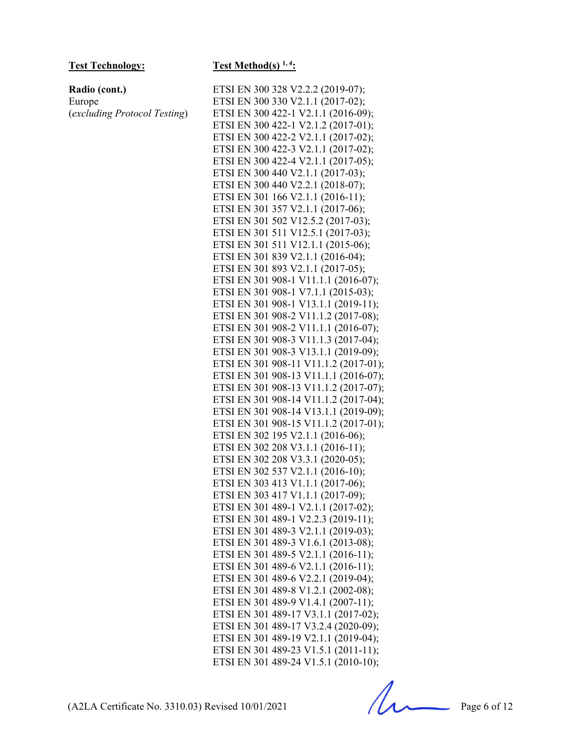| **Test Technology:** | **Test Method(s) [1, 4]:** |
|---|---|
| **Radio (cont.)**<br>Europe<br>(*excluding Protocol Testing*) | ETSI EN 300 328 V2.2.2 (2019-07);<br>ETSI EN 300 330 V2.1.1 (2017-02);<br>ETSI EN 300 422-1 V2.1.1 (2016-09);<br>ETSI EN 300 422-1 V2.1.2 (2017-01);<br>ETSI EN 300 422-2 V2.1.1 (2017-02);<br>ETSI EN 300 422-3 V2.1.1 (2017-02);<br>ETSI EN 300 422-4 V2.1.1 (2017-05);<br>ETSI EN 300 440 V2.1.1 (2017-03);<br>ETSI EN 300 440 V2.2.1 (2018-07);<br>ETSI EN 301 166 V2.1.1 (2016-11);<br>ETSI EN 301 357 V2.1.1 (2017-06);<br>ETSI EN 301 502 V12.5.2 (2017-03);<br>ETSI EN 301 511 V12.5.1 (2017-03);<br>ETSI EN 301 511 V12.1.1 (2015-06);<br>ETSI EN 301 839 V2.1.1 (2016-04);<br>ETSI EN 301 893 V2.1.1 (2017-05);<br>ETSI EN 301 908-1 V11.1.1 (2016-07);<br>ETSI EN 301 908-1 V7.1.1 (2015-03);<br>ETSI EN 301 908-1 V13.1.1 (2019-11);<br>ETSI EN 301 908-2 V11.1.2 (2017-08);<br>ETSI EN 301 908-2 V11.1.1 (2016-07);<br>ETSI EN 301 908-3 V11.1.3 (2017-04);<br>ETSI EN 301 908-3 V13.1.1 (2019-09);<br>ETSI EN 301 908-11 V11.1.2 (2017-01);<br>ETSI EN 301 908-13 V11.1.1 (2016-07);<br>ETSI EN 301 908-13 V11.1.2 (2017-07);<br>ETSI EN 301 908-14 V11.1.2 (2017-04);<br>ETSI EN 301 908-14 V13.1.1 (2019-09);<br>ETSI EN 301 908-15 V11.1.2 (2017-01);<br>ETSI EN 302 195 V2.1.1 (2016-06);<br>ETSI EN 302 208 V3.1.1 (2016-11);<br>ETSI EN 302 208 V3.3.1 (2020-05);<br>ETSI EN 302 537 V2.1.1 (2016-10);<br>ETSI EN 303 413 V1.1.1 (2017-06);<br>ETSI EN 303 417 V1.1.1 (2017-09);<br>ETSI EN 301 489-1 V2.1.1 (2017-02);<br>ETSI EN 301 489-1 V2.2.3 (2019-11);<br>ETSI EN 301 489-3 V2.1.1 (2019-03);<br>ETSI EN 301 489-3 V1.6.1 (2013-08);<br>ETSI EN 301 489-5 V2.1.1 (2016-11);<br>ETSI EN 301 489-6 V2.1.1 (2016-11);<br>ETSI EN 301 489-6 V2.2.1 (2019-04);<br>ETSI EN 301 489-8 V1.2.1 (2002-08);<br>ETSI EN 301 489-9 V1.4.1 (2007-11);<br>ETSI EN 301 489-17 V3.1.1 (2017-02);<br>ETSI EN 301 489-17 V3.2.4 (2020-09);<br>ETSI EN 301 489-19 V2.1.1 (2019-04);<br>ETSI EN 301 489-23 V1.5.1 (2011-11);<br>ETSI EN 301 489-24 V1.5.1 (2010-10); |

(A2LA Certificate No. 3310.03) Revised 10/01/2021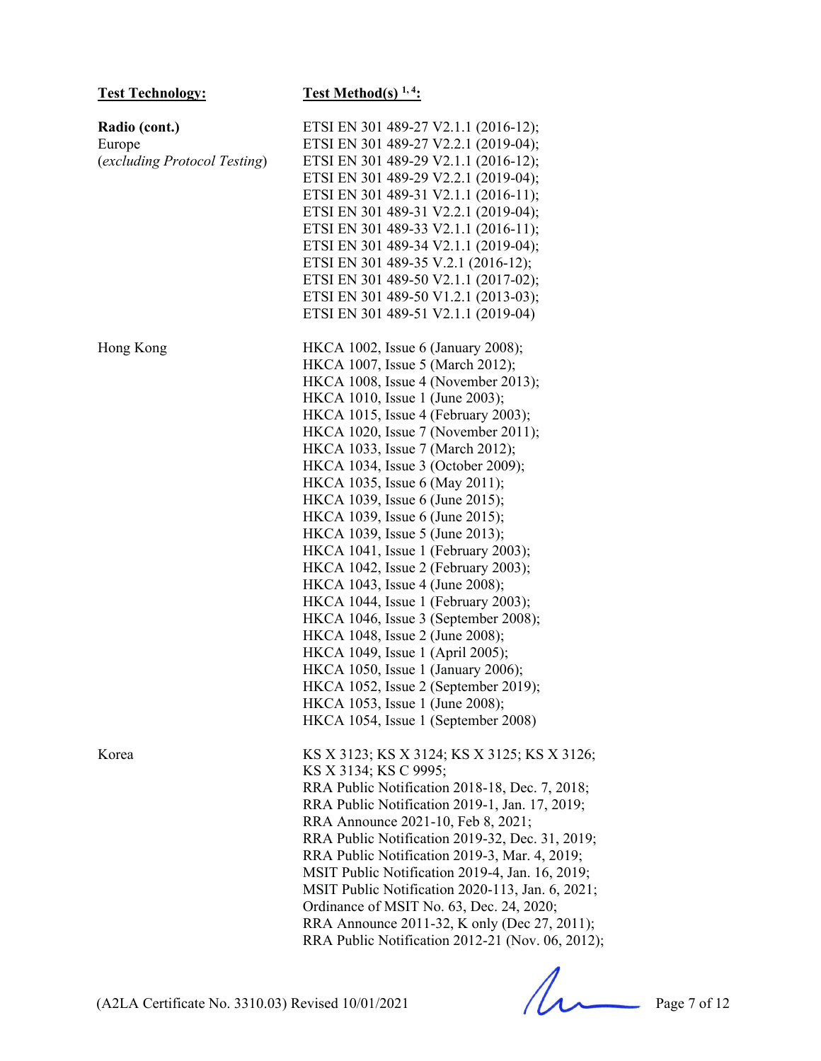| **Test Technology:** | **Test Method(s) [1, 4]:** |
| --- | --- |
| **Radio (cont.)**<br>Europe<br>(*excluding Protocol Testing*) | ETSI EN 301 489-27 V2.1.1 (2016-12);<br>ETSI EN 301 489-27 V2.2.1 (2019-04);<br>ETSI EN 301 489-29 V2.1.1 (2016-12);<br>ETSI EN 301 489-29 V2.2.1 (2019-04);<br>ETSI EN 301 489-31 V2.1.1 (2016-11);<br>ETSI EN 301 489-31 V2.2.1 (2019-04);<br>ETSI EN 301 489-33 V2.1.1 (2016-11);<br>ETSI EN 301 489-34 V2.1.1 (2019-04);<br>ETSI EN 301 489-35 V.2.1 (2016-12);<br>ETSI EN 301 489-50 V2.1.1 (2017-02);<br>ETSI EN 301 489-50 V1.2.1 (2013-03);<br>ETSI EN 301 489-51 V2.1.1 (2019-04) |
| Hong Kong | HKCA 1002, Issue 6 (January 2008);<br>HKCA 1007, Issue 5 (March 2012);<br>HKCA 1008, Issue 4 (November 2013);<br>HKCA 1010, Issue 1 (June 2003);<br>HKCA 1015, Issue 4 (February 2003);<br>HKCA 1020, Issue 7 (November 2011);<br>HKCA 1033, Issue 7 (March 2012);<br>HKCA 1034, Issue 3 (October 2009);<br>HKCA 1035, Issue 6 (May 2011);<br>HKCA 1039, Issue 6 (June 2015);<br>HKCA 1039, Issue 6 (June 2015);<br>HKCA 1039, Issue 5 (June 2013);<br>HKCA 1041, Issue 1 (February 2003);<br>HKCA 1042, Issue 2 (February 2003);<br>HKCA 1043, Issue 4 (June 2008);<br>HKCA 1044, Issue 1 (February 2003);<br>HKCA 1046, Issue 3 (September 2008);<br>HKCA 1048, Issue 2 (June 2008);<br>HKCA 1049, Issue 1 (April 2005);<br>HKCA 1050, Issue 1 (January 2006);<br>HKCA 1052, Issue 2 (September 2019);<br>HKCA 1053, Issue 1 (June 2008);<br>HKCA 1054, Issue 1 (September 2008) |
| Korea | KS X 3123; KS X 3124; KS X 3125; KS X 3126;<br>KS X 3134; KS C 9995;<br>RRA Public Notification 2018-18, Dec. 7, 2018;<br>RRA Public Notification 2019-1, Jan. 17, 2019;<br>RRA Announce 2021-10, Feb 8, 2021;<br>RRA Public Notification 2019-32, Dec. 31, 2019;<br>RRA Public Notification 2019-3, Mar. 4, 2019;<br>MSIT Public Notification 2019-4, Jan. 16, 2019;<br>MSIT Public Notification 2020-113, Jan. 6, 2021;<br>Ordinance of MSIT No. 63, Dec. 24, 2020;<br>RRA Announce 2011-32, K only (Dec 27, 2011);<br>RRA Public Notification 2012-21 (Nov. 06, 2012); |

(A2LA Certificate No. 3310.03) Revised 10/01/2021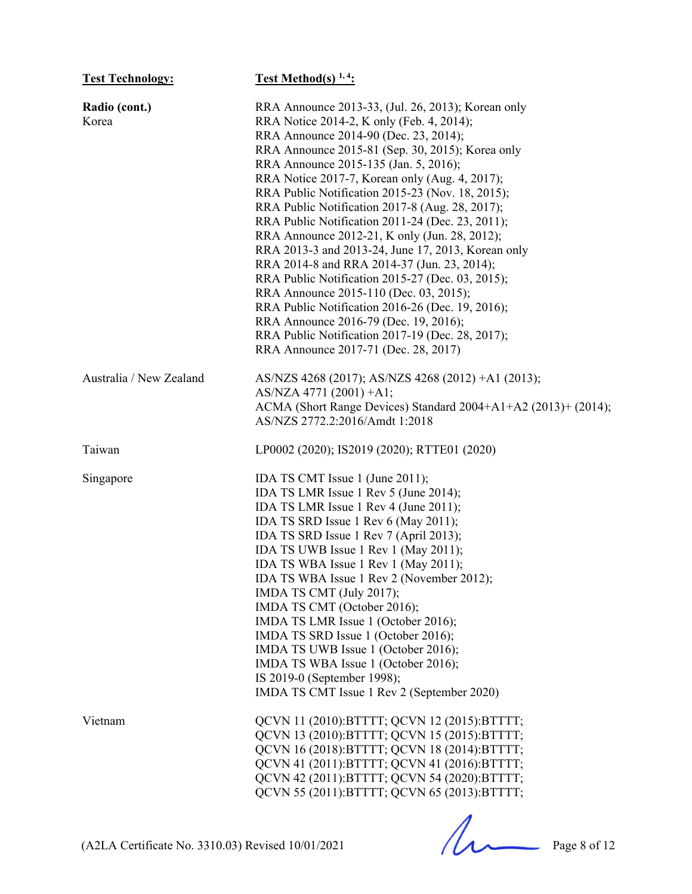| Test Technology: | Test Method(s) [1, 4]: |
|---|---|
| **Radio (cont.)** Korea | RRA Announce 2013-33, (Jul. 26, 2013); Korean only<br>RRA Notice 2014-2, K only (Feb. 4, 2014);<br>RRA Announce 2014-90 (Dec. 23, 2014);<br>RRA Announce 2015-81 (Sep. 30, 2015); Korea only<br>RRA Announce 2015-135 (Jan. 5, 2016);<br>RRA Notice 2017-7, Korean only (Aug. 4, 2017);<br>RRA Public Notification 2015-23 (Nov. 18, 2015);<br>RRA Public Notification 2017-8 (Aug. 28, 2017);<br>RRA Public Notification 2011-24 (Dec. 23, 2011);<br>RRA Announce 2012-21, K only (Jun. 28, 2012);<br>RRA 2013-3 and 2013-24, June 17, 2013, Korean only<br>RRA 2014-8 and RRA 2014-37 (Jun. 23, 2014);<br>RRA Public Notification 2015-27 (Dec. 03, 2015);<br>RRA Announce 2015-110 (Dec. 03, 2015);<br>RRA Public Notification 2016-26 (Dec. 19, 2016);<br>RRA Announce 2016-79 (Dec. 19, 2016);<br>RRA Public Notification 2017-19 (Dec. 28, 2017);<br>RRA Announce 2017-71 (Dec. 28, 2017) |
| Australia / New Zealand | AS/NZS 4268 (2017); AS/NZS 4268 (2012) +A1 (2013);<br>AS/NZA 4771 (2001) +A1;<br>ACMA (Short Range Devices) Standard 2004+A1+A2 (2013)+ (2014);<br>AS/NZS 2772.2:2016/Amdt 1:2018 |
| Taiwan | LP0002 (2020); IS2019 (2020); RTTE01 (2020) |
| Singapore | IDA TS CMT Issue 1 (June 2011);<br>IDA TS LMR Issue 1 Rev 5 (June 2014);<br>IDA TS LMR Issue 1 Rev 4 (June 2011);<br>IDA TS SRD Issue 1 Rev 6 (May 2011);<br>IDA TS SRD Issue 1 Rev 7 (April 2013);<br>IDA TS UWB Issue 1 Rev 1 (May 2011);<br>IDA TS WBA Issue 1 Rev 1 (May 2011);<br>IDA TS WBA Issue 1 Rev 2 (November 2012);<br>IMDA TS CMT (July 2017);<br>IMDA TS CMT (October 2016);<br>IMDA TS LMR Issue 1 (October 2016);<br>IMDA TS SRD Issue 1 (October 2016);<br>IMDA TS UWB Issue 1 (October 2016);<br>IMDA TS WBA Issue 1 (October 2016);<br>IS 2019-0 (September 1998);<br>IMDA TS CMT Issue 1 Rev 2 (September 2020) |
| Vietnam | QCVN 11 (2010):BTTTT; QCVN 12 (2015):BTTTT;<br>QCVN 13 (2010):BTTTT; QCVN 15 (2015):BTTTT;<br>QCVN 16 (2018):BTTTT; QCVN 18 (2014):BTTTT;<br>QCVN 41 (2011):BTTTT; QCVN 41 (2016):BTTTT;<br>QCVN 42 (2011):BTTTT; QCVN 54 (2020):BTTTT;<br>QCVN 55 (2011):BTTTT; QCVN 65 (2013):BTTTT; |

(A2LA Certificate No. 3310.03) Revised 10/01/2021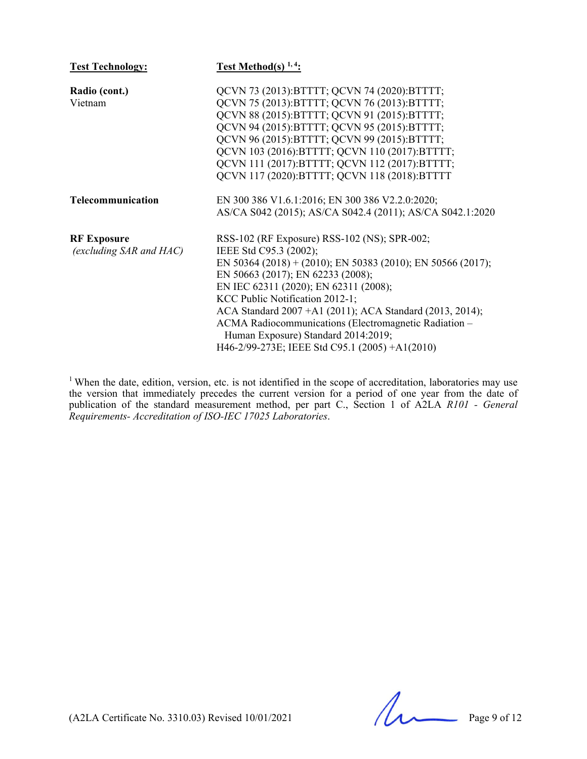| Test Technology: | Test Method(s) [1, 4]: |
|---|---|
| **Radio (cont.)** Vietnam | QCVN 73 (2013):BTTTT; QCVN 74 (2020):BTTTT; QCVN 75 (2013):BTTTT; QCVN 76 (2013):BTTTT; QCVN 88 (2015):BTTTT; QCVN 91 (2015):BTTTT; QCVN 94 (2015):BTTTT; QCVN 95 (2015):BTTTT; QCVN 96 (2015):BTTTT; QCVN 99 (2015):BTTTT; QCVN 103 (2016):BTTTT; QCVN 110 (2017):BTTTT; QCVN 111 (2017):BTTTT; QCVN 112 (2017):BTTTT; QCVN 117 (2020):BTTTT; QCVN 118 (2018):BTTTT |
| **Telecommunication** | EN 300 386 V1.6.1:2016; EN 300 386 V2.2.0:2020; AS/CA S042 (2015); AS/CA S042.4 (2011); AS/CA S042.1:2020 |
| **RF Exposure** *(excluding SAR and HAC)* | RSS-102 (RF Exposure) RSS-102 (NS); SPR-002; IEEE Std C95.3 (2002); EN 50364 (2018) + (2010); EN 50383 (2010); EN 50566 (2017); EN 50663 (2017); EN 62233 (2008); EN IEC 62311 (2020); EN 62311 (2008); KCC Public Notification 2012-1; ACA Standard 2007 +A1 (2011); ACA Standard (2013, 2014); ACMA Radiocommunications (Electromagnetic Radiation – Human Exposure) Standard 2014:2019; H46-2/99-273E; IEEE Std C95.1 (2005) +A1(2010) |

[1] When the date, edition, version, etc. is not identified in the scope of accreditation, laboratories may use the version that immediately precedes the current version for a period of one year from the date of publication of the standard measurement method, per part C., Section 1 of A2LA *R101 - General Requirements- Accreditation of ISO-IEC 17025 Laboratories*.

(A2LA Certificate No. 3310.03) Revised 10/01/2021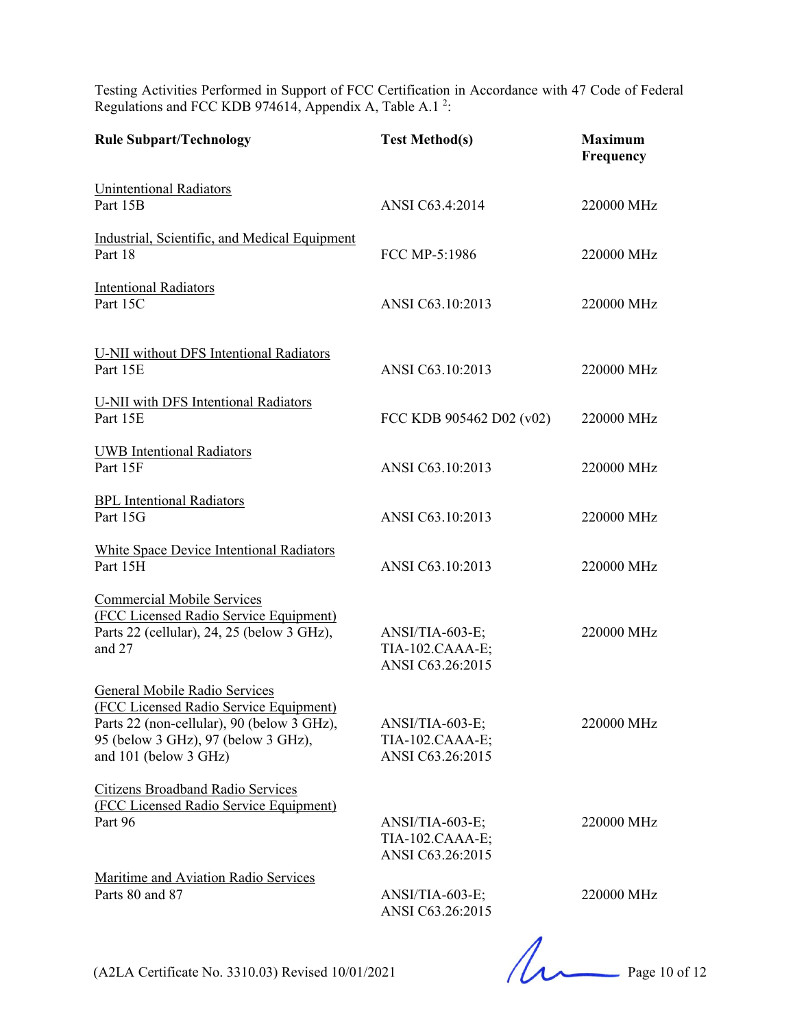Testing Activities Performed in Support of FCC Certification in Accordance with 47 Code of Federal Regulations and FCC KDB 974614, Appendix A, Table A.1 [2]:

| Rule Subpart/Technology | Test Method(s) | Maximum Frequency |
|---|---|---|
| Unintentional Radiators<br>Part 15B | ANSI C63.4:2014 | 220000 MHz |
| Industrial, Scientific, and Medical Equipment<br>Part 18 | FCC MP-5:1986 | 220000 MHz |
| Intentional Radiators<br>Part 15C | ANSI C63.10:2013 | 220000 MHz |
| U-NII without DFS Intentional Radiators<br>Part 15E | ANSI C63.10:2013 | 220000 MHz |
| U-NII with DFS Intentional Radiators<br>Part 15E | FCC KDB 905462 D02 (v02) | 220000 MHz |
| UWB Intentional Radiators<br>Part 15F | ANSI C63.10:2013 | 220000 MHz |
| BPL Intentional Radiators<br>Part 15G | ANSI C63.10:2013 | 220000 MHz |
| White Space Device Intentional Radiators<br>Part 15H | ANSI C63.10:2013 | 220000 MHz |
| Commercial Mobile Services<br>(FCC Licensed Radio Service Equipment)<br>Parts 22 (cellular), 24, 25 (below 3 GHz), and 27 | ANSI/TIA-603-E;<br>TIA-102.CAAA-E;<br>ANSI C63.26:2015 | 220000 MHz |
| General Mobile Radio Services<br>(FCC Licensed Radio Service Equipment)<br>Parts 22 (non-cellular), 90 (below 3 GHz), 95 (below 3 GHz), 97 (below 3 GHz), and 101 (below 3 GHz) | ANSI/TIA-603-E;<br>TIA-102.CAAA-E;<br>ANSI C63.26:2015 | 220000 MHz |
| Citizens Broadband Radio Services<br>(FCC Licensed Radio Service Equipment)<br>Part 96 | ANSI/TIA-603-E;<br>TIA-102.CAAA-E;<br>ANSI C63.26:2015 | 220000 MHz |
| Maritime and Aviation Radio Services<br>Parts 80 and 87 | ANSI/TIA-603-E;<br>ANSI C63.26:2015 | 220000 MHz |

(A2LA Certificate No. 3310.03) Revised 10/01/2021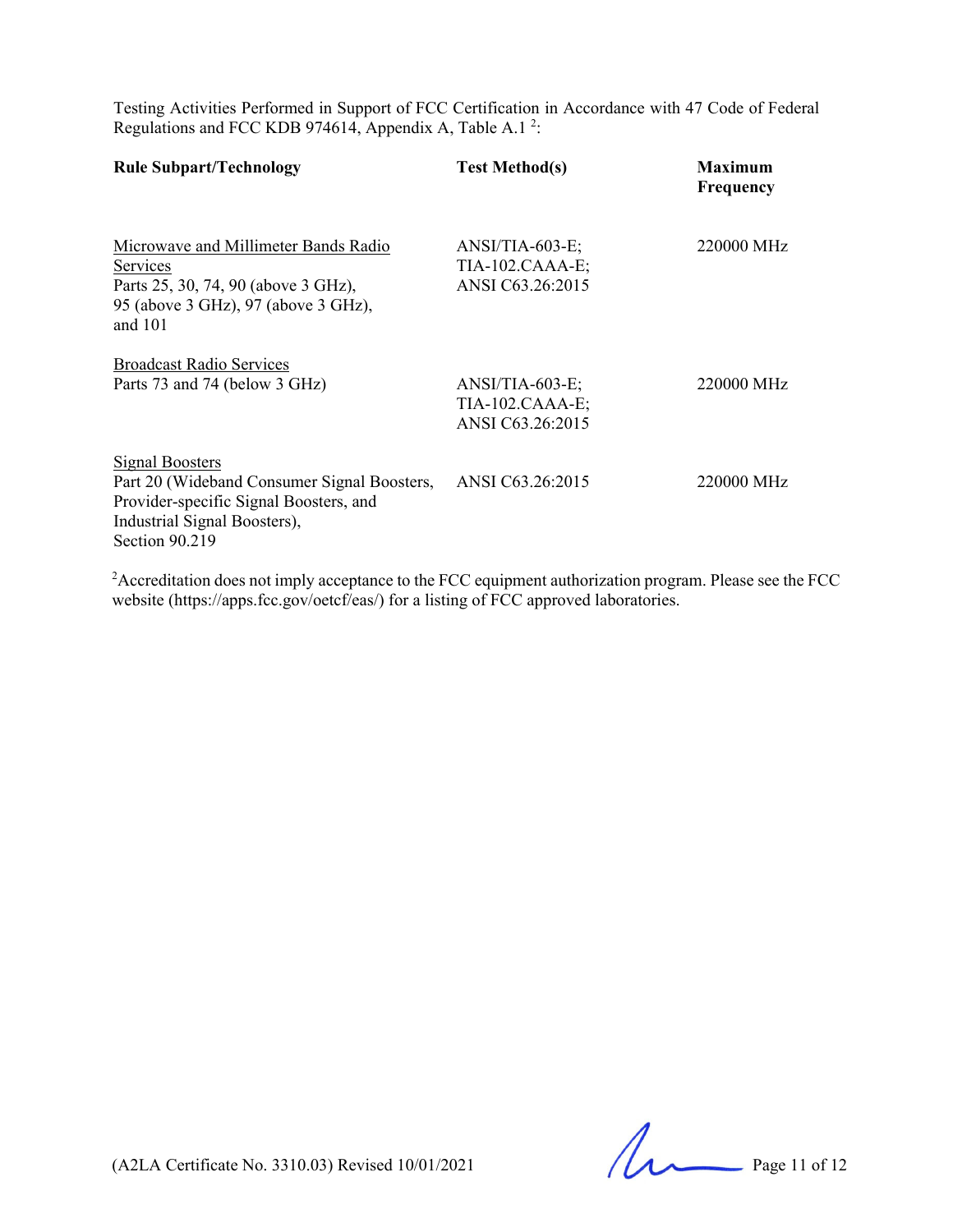Testing Activities Performed in Support of FCC Certification in Accordance with 47 Code of Federal Regulations and FCC KDB 974614, Appendix A, Table A.1 [2]:

| Rule Subpart/Technology | Test Method(s) | Maximum Frequency |
|---|---|---|
| Microwave and Millimeter Bands Radio Services<br>Parts 25, 30, 74, 90 (above 3 GHz), 95 (above 3 GHz), 97 (above 3 GHz), and 101 | ANSI/TIA-603-E;<br>TIA-102.CAAA-E;<br>ANSI C63.26:2015 | 220000 MHz |
| Broadcast Radio Services<br>Parts 73 and 74 (below 3 GHz) | ANSI/TIA-603-E;<br>TIA-102.CAAA-E;<br>ANSI C63.26:2015 | 220000 MHz |
| Signal Boosters<br>Part 20 (Wideband Consumer Signal Boosters, Provider-specific Signal Boosters, and Industrial Signal Boosters),<br>Section 90.219 | ANSI C63.26:2015 | 220000 MHz |

[2]Accreditation does not imply acceptance to the FCC equipment authorization program. Please see the FCC website (https://apps.fcc.gov/oetcf/eas/) for a listing of FCC approved laboratories.

(A2LA Certificate No. 3310.03) Revised 10/01/2021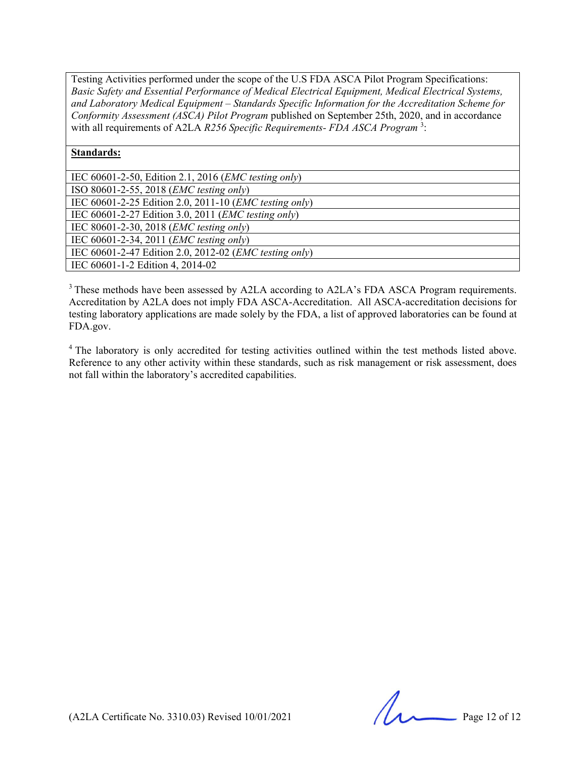| Testing Activities performed under the scope of the U.S FDA ASCA Pilot Program Specifications: *Basic Safety and Essential Performance of Medical Electrical Equipment, Medical Electrical Systems, and Laboratory Medical Equipment – Standards Specific Information for the Accreditation Scheme for Conformity Assessment (ASCA) Pilot Program* published on September 25th, 2020, and in accordance with all requirements of A2LA *R256 Specific Requirements- FDA ASCA Program* [3]: |
|---|
| **Standards:** |
| IEC 60601-2-50, Edition 2.1, 2016 (*EMC testing only*) |
| ISO 80601-2-55, 2018 (*EMC testing only*) |
| IEC 60601-2-25 Edition 2.0, 2011-10 (*EMC testing only*) |
| IEC 60601-2-27 Edition 3.0, 2011 (*EMC testing only*) |
| IEC 80601-2-30, 2018 (*EMC testing only*) |
| IEC 60601-2-34, 2011 (*EMC testing only*) |
| IEC 60601-2-47 Edition 2.0, 2012-02 (*EMC testing only*) |
| IEC 60601-1-2 Edition 4, 2014-02 |

[3] These methods have been assessed by A2LA according to A2LA's FDA ASCA Program requirements. Accreditation by A2LA does not imply FDA ASCA-Accreditation. All ASCA-accreditation decisions for testing laboratory applications are made solely by the FDA, a list of approved laboratories can be found at FDA.gov.

[4] The laboratory is only accredited for testing activities outlined within the test methods listed above. Reference to any other activity within these standards, such as risk management or risk assessment, does not fall within the laboratory's accredited capabilities.

(A2LA Certificate No. 3310.03) Revised 10/01/2021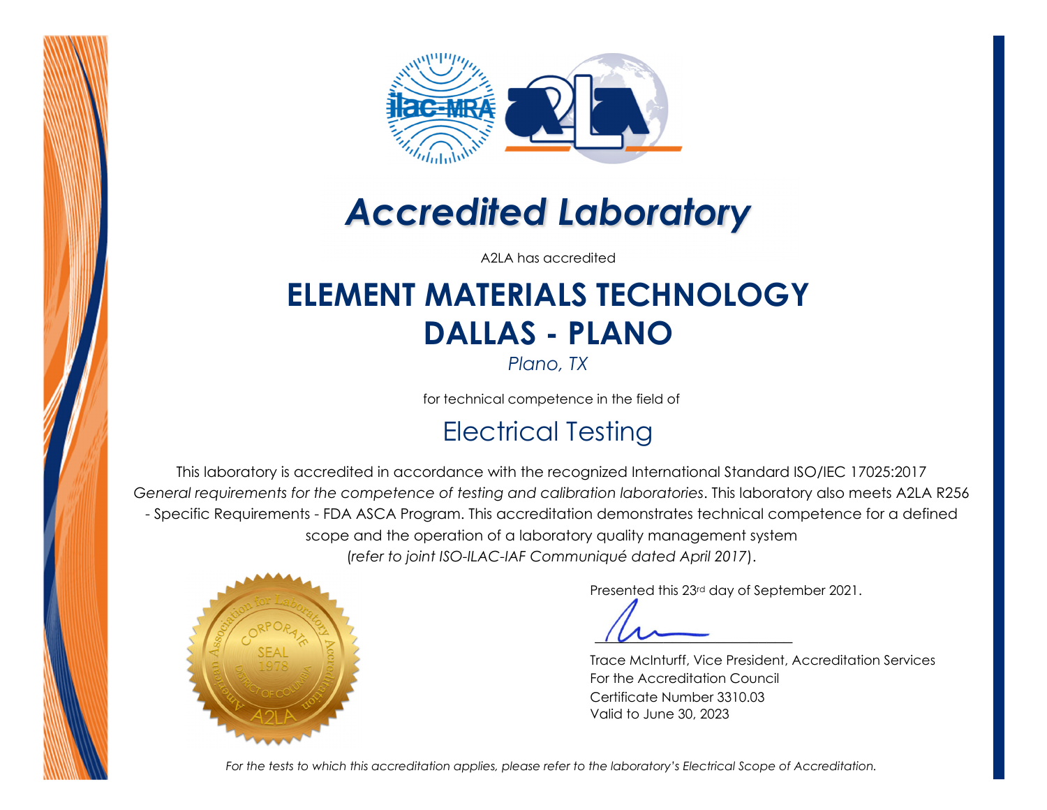# Accredited Laboratory

A2LA has accredited

## ELEMENT MATERIALS TECHNOLOGY DALLAS - PLANO

*Plano, TX*

for technical competence in the field of

## Electrical Testing

This laboratory is accredited in accordance with the recognized International Standard ISO/IEC 17025:2017 *General requirements for the competence of testing and calibration laboratories*. This laboratory also meets A2LA R256 - Specific Requirements - FDA ASCA Program. This accreditation demonstrates technical competence for a defined scope and the operation of a laboratory quality management system (*refer to joint ISO-ILAC-IAF Communiqué dated April 2017*).

Presented this 23rd day of September 2021.

Trace McInturff, Vice President, Accreditation Services
For the Accreditation Council
Certificate Number 3310.03
Valid to June 30, 2023

*For the tests to which this accreditation applies, please refer to the laboratory's Electrical Scope of Accreditation.*